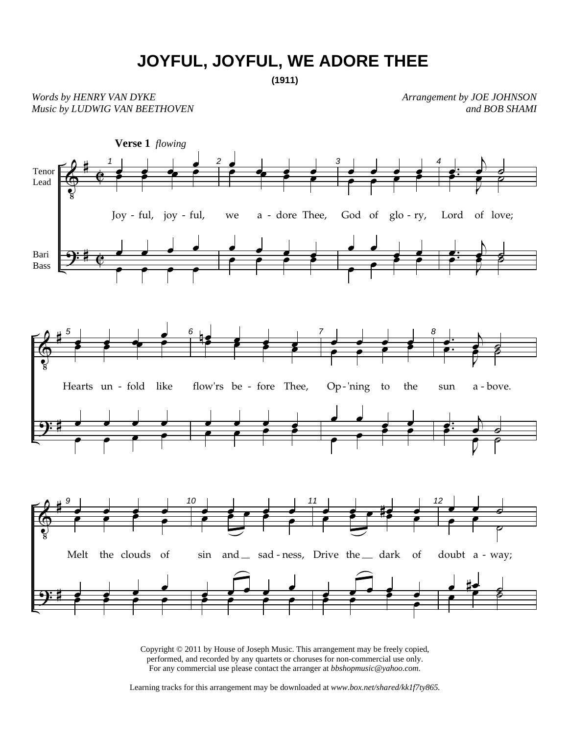# JOYFUL, JOYFUL, WE ADORE THEE

**(1911)**

*Words by HENRY VAN DYKE*
*Music by LUDWIG VAN BEETHOVEN*

*Arrangement by JOE JOHNSON*
*and BOB SHAMI*

**Verse 1** *flowing*

Tenor
Lead

Bari
Bass

Joy - ful, joy - ful, we a - dore Thee, God of glo - ry, Lord of love;

Hearts un - fold like flow'rs be - fore Thee, Op - 'ning to the sun a - bove.

Melt the clouds of sin and sad - ness, Drive the dark of doubt a - way;

Copyright © 2011 by House of Joseph Music. This arrangement may be freely copied, performed, and recorded by any quartets or choruses for non-commercial use only. For any commercial use please contact the arranger at *bbshopmusic@yahoo.com*.

Learning tracks for this arrangement may be downloaded at *www.box.net/shared/kk1f7ty865*.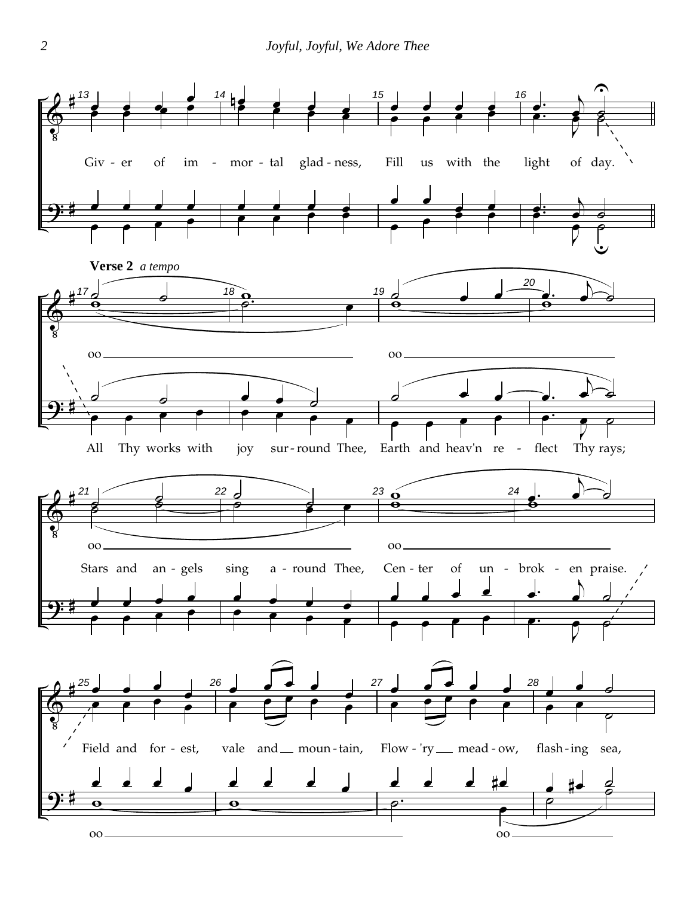Giv - er of im - mor - tal glad - ness, Fill us with the light of day.

**Verse 2** *a tempo*

oo

oo

All Thy works with joy sur - round Thee, Earth and heav'n re - flect Thy rays;

oo

oo

Stars and an - gels sing a - round Thee, Cen - ter of un - brok - en praise.

Field and for - est, vale and moun - tain, Flow - 'ry mead - ow, flash - ing sea,

oo

oo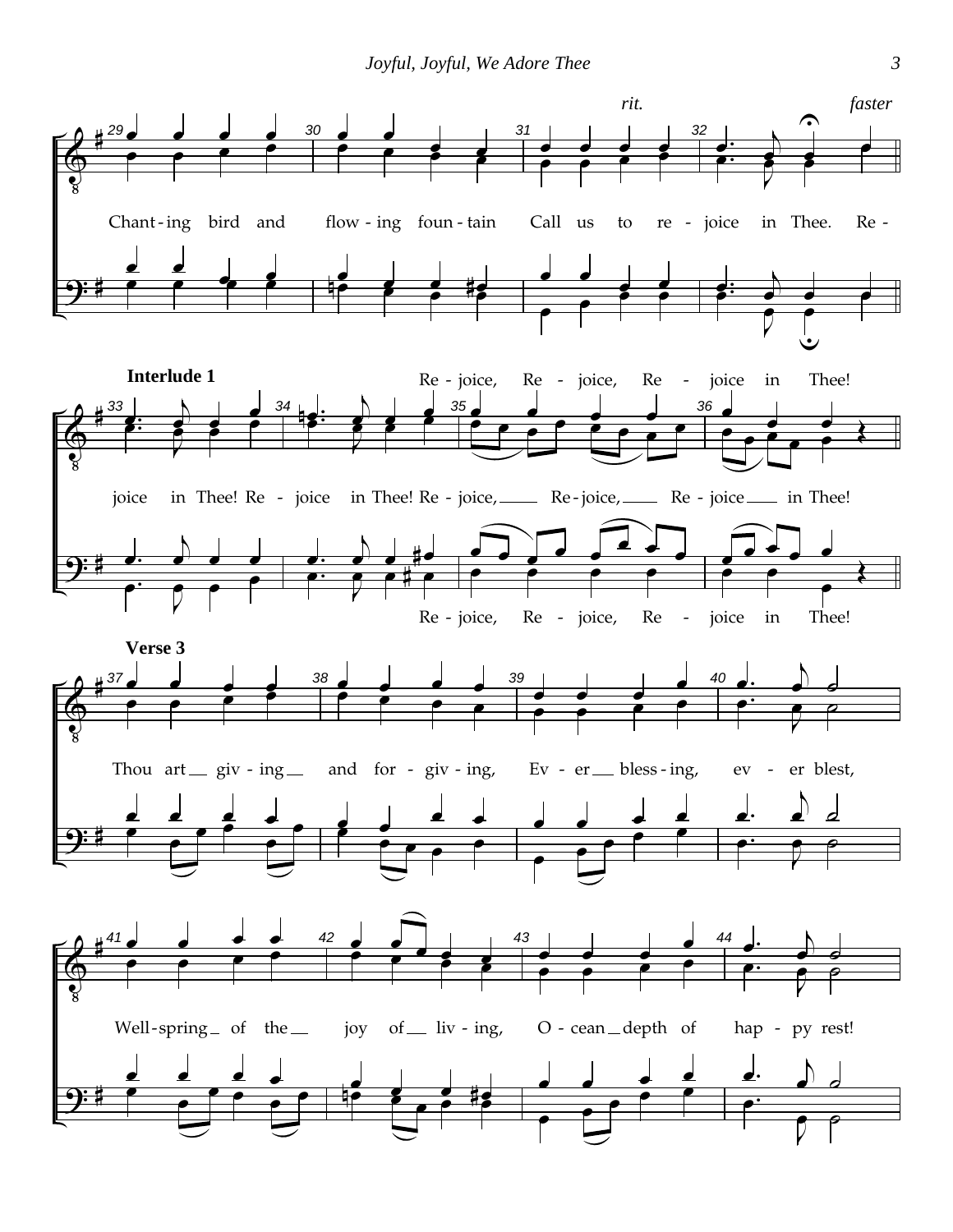*rit.* *faster*

Chant - ing bird and flow - ing foun - tain Call us to re - joice in Thee. Re -

**Interlude 1**

Re - joice, Re - joice, Re - joice in Thee!

joice in Thee! Re - joice in Thee! Re - joice, Re - joice, Re - joice in Thee!

Re - joice, Re - joice, Re - joice in Thee!

**Verse 3**

Thou art giv - ing and for - giv - ing, Ev - er bless - ing, ev - er blest,

Well - spring of the joy of liv - ing, O - cean depth of hap - py rest!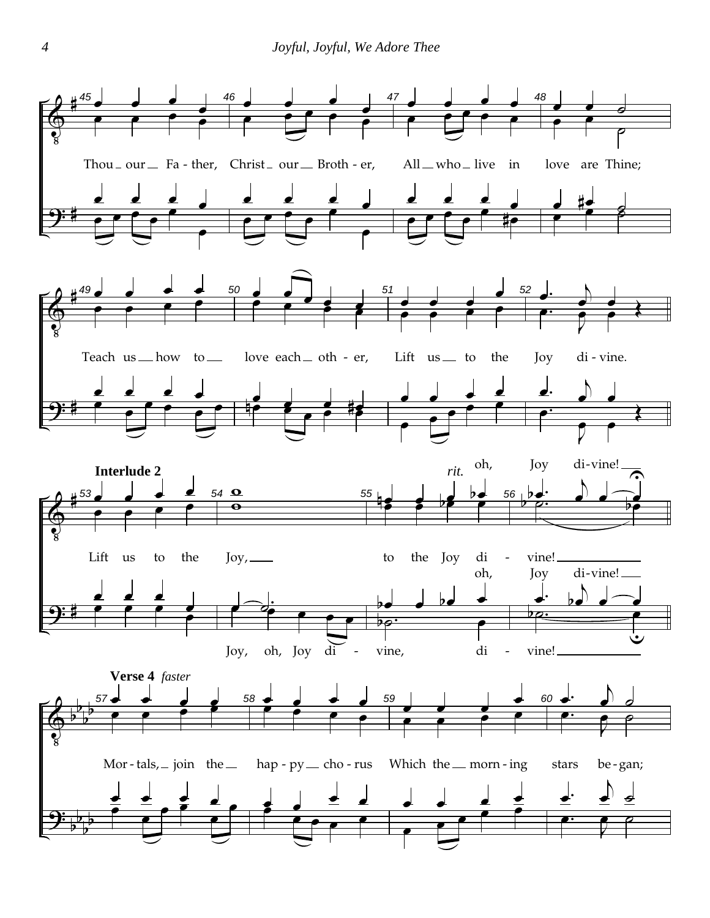Thou our Fa - ther, Christ our Broth - er, All who live in love are Thine;

Teach us how to love each oth - er, Lift us to the Joy di - vine.

**Interlude 2**

*rit.*

oh, Joy di-vine!

Lift us to the Joy, to the Joy di - vine!

oh, Joy di-vine!

Joy, oh, Joy di - vine, di - vine!

**Verse 4** *faster*

Mor - tals, join the hap - py cho - rus Which the morn - ing stars be - gan;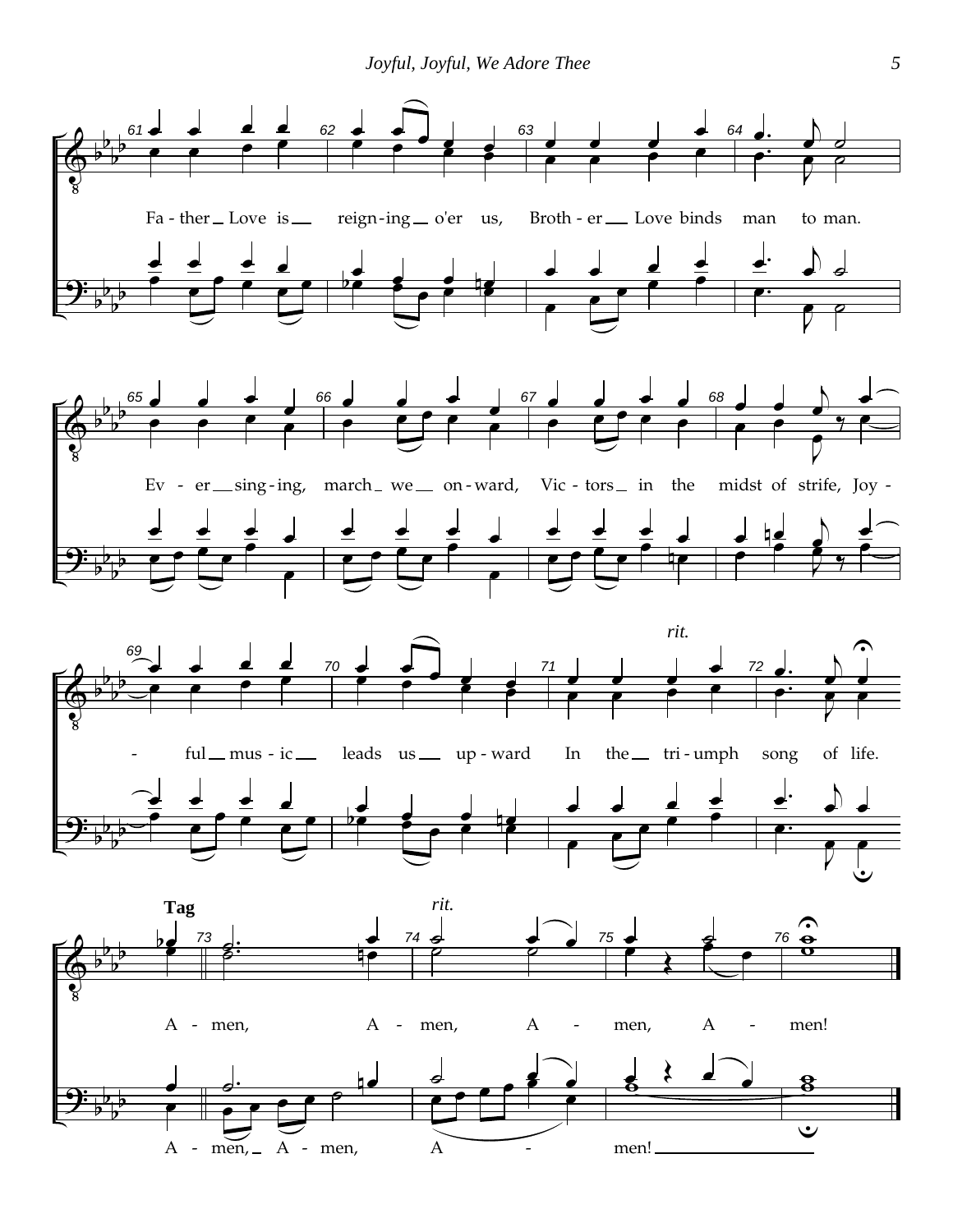Fa - ther Love is reign - ing o'er us, Broth - er Love binds man to man.

Ev - er sing - ing, march we on - ward, Vic - tors in the midst of strife, Joy -

- ful mus - ic leads us up - ward In the tri - umph song of life.

*rit.*

**Tag**

*rit.*

A - men, A - men, A - men, A - men!

A - men, A - men, A - men!